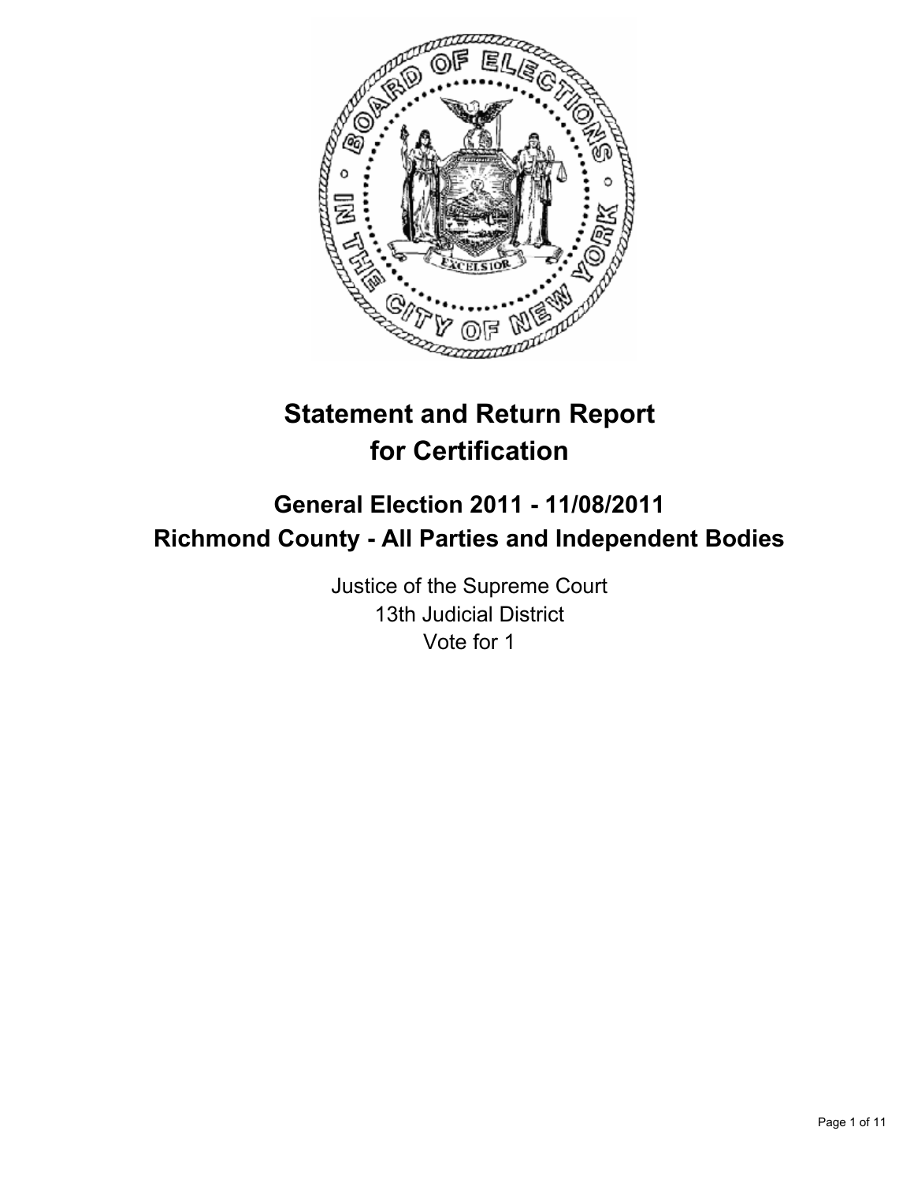# Statement and Return Report for Certification

## General Election 2011 - 11/08/2011
## Richmond County - All Parties and Independent Bodies

Justice of the Supreme Court
13th Judicial District
Vote for 1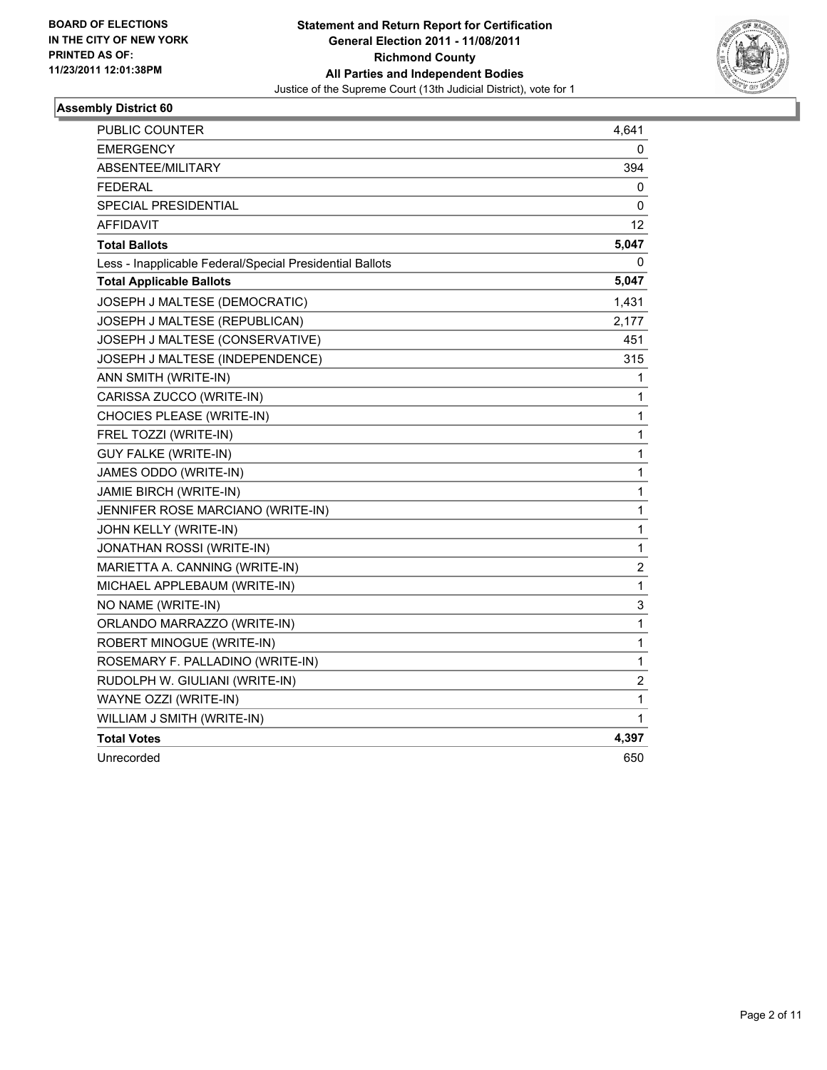**BOARD OF ELECTIONS IN THE CITY OF NEW YORK PRINTED AS OF: 11/23/2011 12:01:38PM**

**Statement and Return Report for Certification General Election 2011 - 11/08/2011 Richmond County All Parties and Independent Bodies**

Justice of the Supreme Court (13th Judicial District), vote for 1

## Assembly District 60

| | |
|---|---|
| PUBLIC COUNTER | 4,641 |
| EMERGENCY | 0 |
| ABSENTEE/MILITARY | 394 |
| FEDERAL | 0 |
| SPECIAL PRESIDENTIAL | 0 |
| AFFIDAVIT | 12 |
| **Total Ballots** | **5,047** |
| Less - Inapplicable Federal/Special Presidential Ballots | 0 |
| **Total Applicable Ballots** | **5,047** |
| JOSEPH J MALTESE (DEMOCRATIC) | 1,431 |
| JOSEPH J MALTESE (REPUBLICAN) | 2,177 |
| JOSEPH J MALTESE (CONSERVATIVE) | 451 |
| JOSEPH J MALTESE (INDEPENDENCE) | 315 |
| ANN SMITH (WRITE-IN) | 1 |
| CARISSA ZUCCO (WRITE-IN) | 1 |
| CHOCIES PLEASE (WRITE-IN) | 1 |
| FREL TOZZI (WRITE-IN) | 1 |
| GUY FALKE (WRITE-IN) | 1 |
| JAMES ODDO (WRITE-IN) | 1 |
| JAMIE BIRCH (WRITE-IN) | 1 |
| JENNIFER ROSE MARCIANO (WRITE-IN) | 1 |
| JOHN KELLY (WRITE-IN) | 1 |
| JONATHAN ROSSI (WRITE-IN) | 1 |
| MARIETTA A. CANNING (WRITE-IN) | 2 |
| MICHAEL APPLEBAUM (WRITE-IN) | 1 |
| NO NAME (WRITE-IN) | 3 |
| ORLANDO MARRAZZO (WRITE-IN) | 1 |
| ROBERT MINOGUE (WRITE-IN) | 1 |
| ROSEMARY F. PALLADINO (WRITE-IN) | 1 |
| RUDOLPH W. GIULIANI (WRITE-IN) | 2 |
| WAYNE OZZI (WRITE-IN) | 1 |
| WILLIAM J SMITH (WRITE-IN) | 1 |
| **Total Votes** | **4,397** |
| Unrecorded | 650 |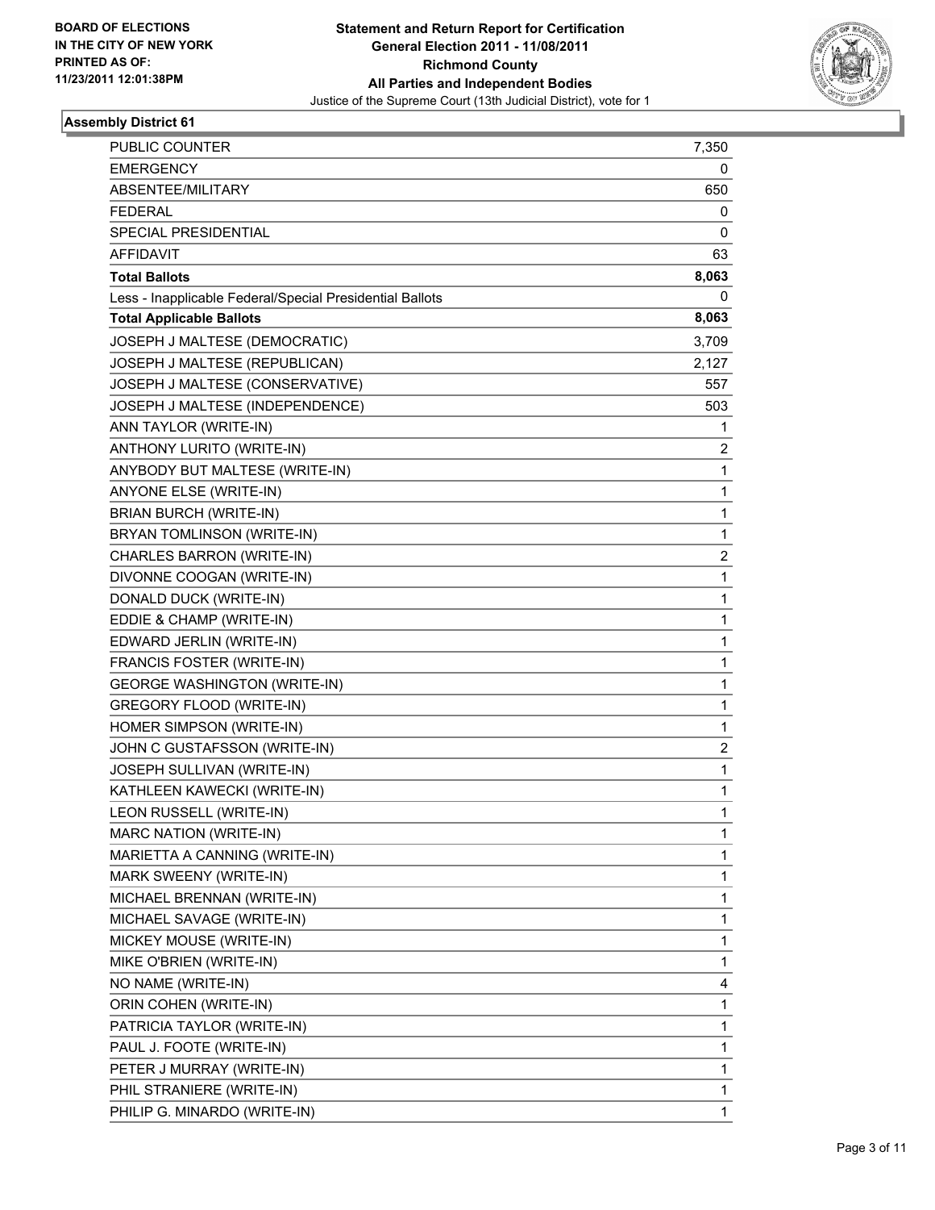**BOARD OF ELECTIONS IN THE CITY OF NEW YORK PRINTED AS OF: 11/23/2011 12:01:38PM**

# Statement and Return Report for Certification
## General Election 2011 - 11/08/2011
## Richmond County
## All Parties and Independent Bodies
Justice of the Supreme Court (13th Judicial District), vote for 1

### Assembly District 61

| | |
|---|---|
| PUBLIC COUNTER | 7,350 |
| EMERGENCY | 0 |
| ABSENTEE/MILITARY | 650 |
| FEDERAL | 0 |
| SPECIAL PRESIDENTIAL | 0 |
| AFFIDAVIT | 63 |
| **Total Ballots** | **8,063** |
| Less - Inapplicable Federal/Special Presidential Ballots | 0 |
| **Total Applicable Ballots** | **8,063** |
| JOSEPH J MALTESE (DEMOCRATIC) | 3,709 |
| JOSEPH J MALTESE (REPUBLICAN) | 2,127 |
| JOSEPH J MALTESE (CONSERVATIVE) | 557 |
| JOSEPH J MALTESE (INDEPENDENCE) | 503 |
| ANN TAYLOR (WRITE-IN) | 1 |
| ANTHONY LURITO (WRITE-IN) | 2 |
| ANYBODY BUT MALTESE (WRITE-IN) | 1 |
| ANYONE ELSE (WRITE-IN) | 1 |
| BRIAN BURCH (WRITE-IN) | 1 |
| BRYAN TOMLINSON (WRITE-IN) | 1 |
| CHARLES BARRON (WRITE-IN) | 2 |
| DIVONNE COOGAN (WRITE-IN) | 1 |
| DONALD DUCK (WRITE-IN) | 1 |
| EDDIE & CHAMP (WRITE-IN) | 1 |
| EDWARD JERLIN (WRITE-IN) | 1 |
| FRANCIS FOSTER (WRITE-IN) | 1 |
| GEORGE WASHINGTON (WRITE-IN) | 1 |
| GREGORY FLOOD (WRITE-IN) | 1 |
| HOMER SIMPSON (WRITE-IN) | 1 |
| JOHN C GUSTAFSSON (WRITE-IN) | 2 |
| JOSEPH SULLIVAN (WRITE-IN) | 1 |
| KATHLEEN KAWECKI (WRITE-IN) | 1 |
| LEON RUSSELL (WRITE-IN) | 1 |
| MARC NATION (WRITE-IN) | 1 |
| MARIETTA A CANNING (WRITE-IN) | 1 |
| MARK SWEENY (WRITE-IN) | 1 |
| MICHAEL BRENNAN (WRITE-IN) | 1 |
| MICHAEL SAVAGE (WRITE-IN) | 1 |
| MICKEY MOUSE (WRITE-IN) | 1 |
| MIKE O'BRIEN (WRITE-IN) | 1 |
| NO NAME (WRITE-IN) | 4 |
| ORIN COHEN (WRITE-IN) | 1 |
| PATRICIA TAYLOR (WRITE-IN) | 1 |
| PAUL J. FOOTE (WRITE-IN) | 1 |
| PETER J MURRAY (WRITE-IN) | 1 |
| PHIL STRANIERE (WRITE-IN) | 1 |
| PHILIP G. MINARDO (WRITE-IN) | 1 |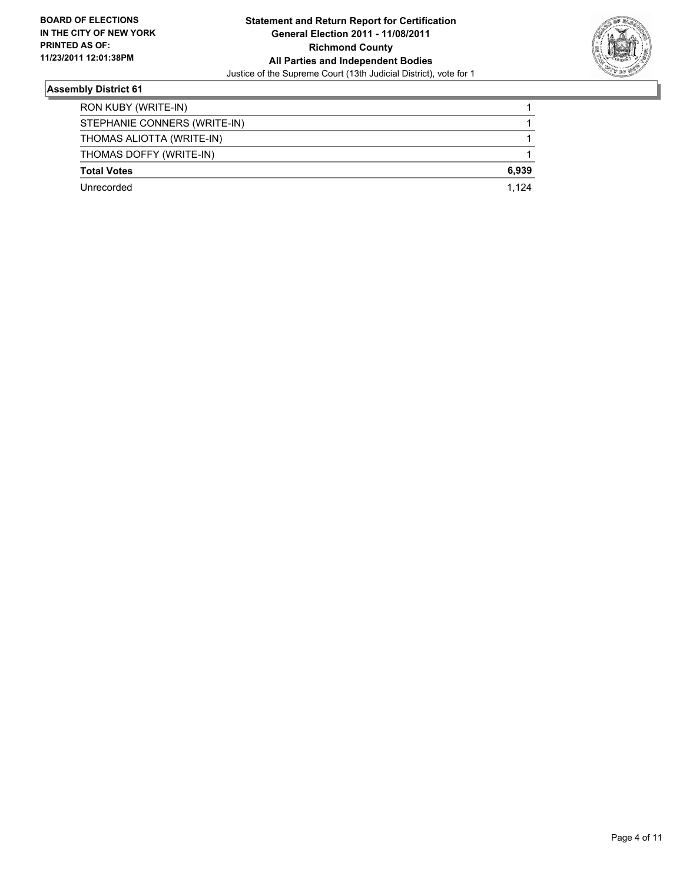**BOARD OF ELECTIONS IN THE CITY OF NEW YORK PRINTED AS OF: 11/23/2011 12:01:38PM**

**Statement and Return Report for Certification**
**General Election 2011 - 11/08/2011**
**Richmond County**
**All Parties and Independent Bodies**
Justice of the Supreme Court (13th Judicial District), vote for 1

## Assembly District 61

| | |
|---|---|
| RON KUBY (WRITE-IN) | 1 |
| STEPHANIE CONNERS (WRITE-IN) | 1 |
| THOMAS ALIOTTA (WRITE-IN) | 1 |
| THOMAS DOFFY (WRITE-IN) | 1 |
| **Total Votes** | **6,939** |
| Unrecorded | 1,124 |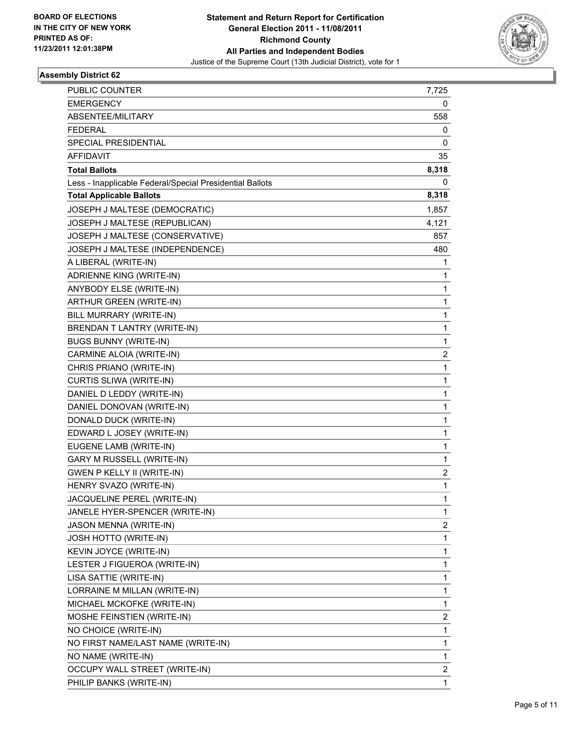**BOARD OF ELECTIONS IN THE CITY OF NEW YORK PRINTED AS OF: 11/23/2011 12:01:38PM**

**Statement and Return Report for Certification**
**General Election 2011 - 11/08/2011**
**Richmond County**
**All Parties and Independent Bodies**
Justice of the Supreme Court (13th Judicial District), vote for 1

### Assembly District 62

| | |
|---|---|
| PUBLIC COUNTER | 7,725 |
| EMERGENCY | 0 |
| ABSENTEE/MILITARY | 558 |
| FEDERAL | 0 |
| SPECIAL PRESIDENTIAL | 0 |
| AFFIDAVIT | 35 |
| **Total Ballots** | **8,318** |
| Less - Inapplicable Federal/Special Presidential Ballots | 0 |
| **Total Applicable Ballots** | **8,318** |
| JOSEPH J MALTESE (DEMOCRATIC) | 1,857 |
| JOSEPH J MALTESE (REPUBLICAN) | 4,121 |
| JOSEPH J MALTESE (CONSERVATIVE) | 857 |
| JOSEPH J MALTESE (INDEPENDENCE) | 480 |
| A LIBERAL (WRITE-IN) | 1 |
| ADRIENNE KING (WRITE-IN) | 1 |
| ANYBODY ELSE (WRITE-IN) | 1 |
| ARTHUR GREEN (WRITE-IN) | 1 |
| BILL MURRARY (WRITE-IN) | 1 |
| BRENDAN T LANTRY (WRITE-IN) | 1 |
| BUGS BUNNY (WRITE-IN) | 1 |
| CARMINE ALOIA (WRITE-IN) | 2 |
| CHRIS PRIANO (WRITE-IN) | 1 |
| CURTIS SLIWA (WRITE-IN) | 1 |
| DANIEL D LEDDY (WRITE-IN) | 1 |
| DANIEL DONOVAN (WRITE-IN) | 1 |
| DONALD DUCK (WRITE-IN) | 1 |
| EDWARD L JOSEY (WRITE-IN) | 1 |
| EUGENE LAMB (WRITE-IN) | 1 |
| GARY M RUSSELL (WRITE-IN) | 1 |
| GWEN P KELLY II (WRITE-IN) | 2 |
| HENRY SVAZO (WRITE-IN) | 1 |
| JACQUELINE PEREL (WRITE-IN) | 1 |
| JANELE HYER-SPENCER (WRITE-IN) | 1 |
| JASON MENNA (WRITE-IN) | 2 |
| JOSH HOTTO (WRITE-IN) | 1 |
| KEVIN JOYCE (WRITE-IN) | 1 |
| LESTER J FIGUEROA (WRITE-IN) | 1 |
| LISA SATTIE (WRITE-IN) | 1 |
| LORRAINE M MILLAN (WRITE-IN) | 1 |
| MICHAEL MCKOFKE (WRITE-IN) | 1 |
| MOSHE FEINSTIEN (WRITE-IN) | 2 |
| NO CHOICE (WRITE-IN) | 1 |
| NO FIRST NAME/LAST NAME (WRITE-IN) | 1 |
| NO NAME (WRITE-IN) | 1 |
| OCCUPY WALL STREET (WRITE-IN) | 2 |
| PHILIP BANKS (WRITE-IN) | 1 |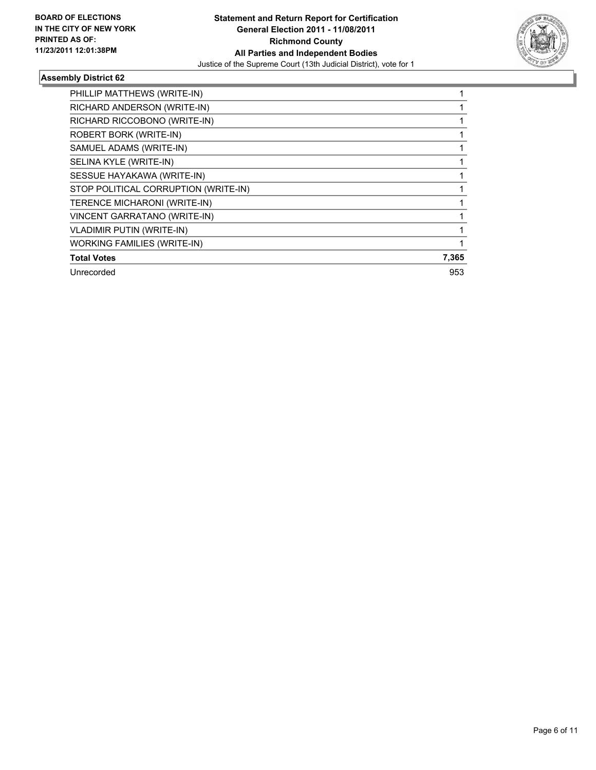**BOARD OF ELECTIONS IN THE CITY OF NEW YORK PRINTED AS OF: 11/23/2011 12:01:38PM**

**Statement and Return Report for Certification**
**General Election 2011 - 11/08/2011**
**Richmond County**
**All Parties and Independent Bodies**
Justice of the Supreme Court (13th Judicial District), vote for 1

### Assembly District 62

| | |
|---|---|
| PHILLIP MATTHEWS (WRITE-IN) | 1 |
| RICHARD ANDERSON (WRITE-IN) | 1 |
| RICHARD RICCOBONO (WRITE-IN) | 1 |
| ROBERT BORK (WRITE-IN) | 1 |
| SAMUEL ADAMS (WRITE-IN) | 1 |
| SELINA KYLE (WRITE-IN) | 1 |
| SESSUE HAYAKAWA (WRITE-IN) | 1 |
| STOP POLITICAL CORRUPTION (WRITE-IN) | 1 |
| TERENCE MICHARONI (WRITE-IN) | 1 |
| VINCENT GARRATANO (WRITE-IN) | 1 |
| VLADIMIR PUTIN (WRITE-IN) | 1 |
| WORKING FAMILIES (WRITE-IN) | 1 |
| **Total Votes** | **7,365** |
| Unrecorded | 953 |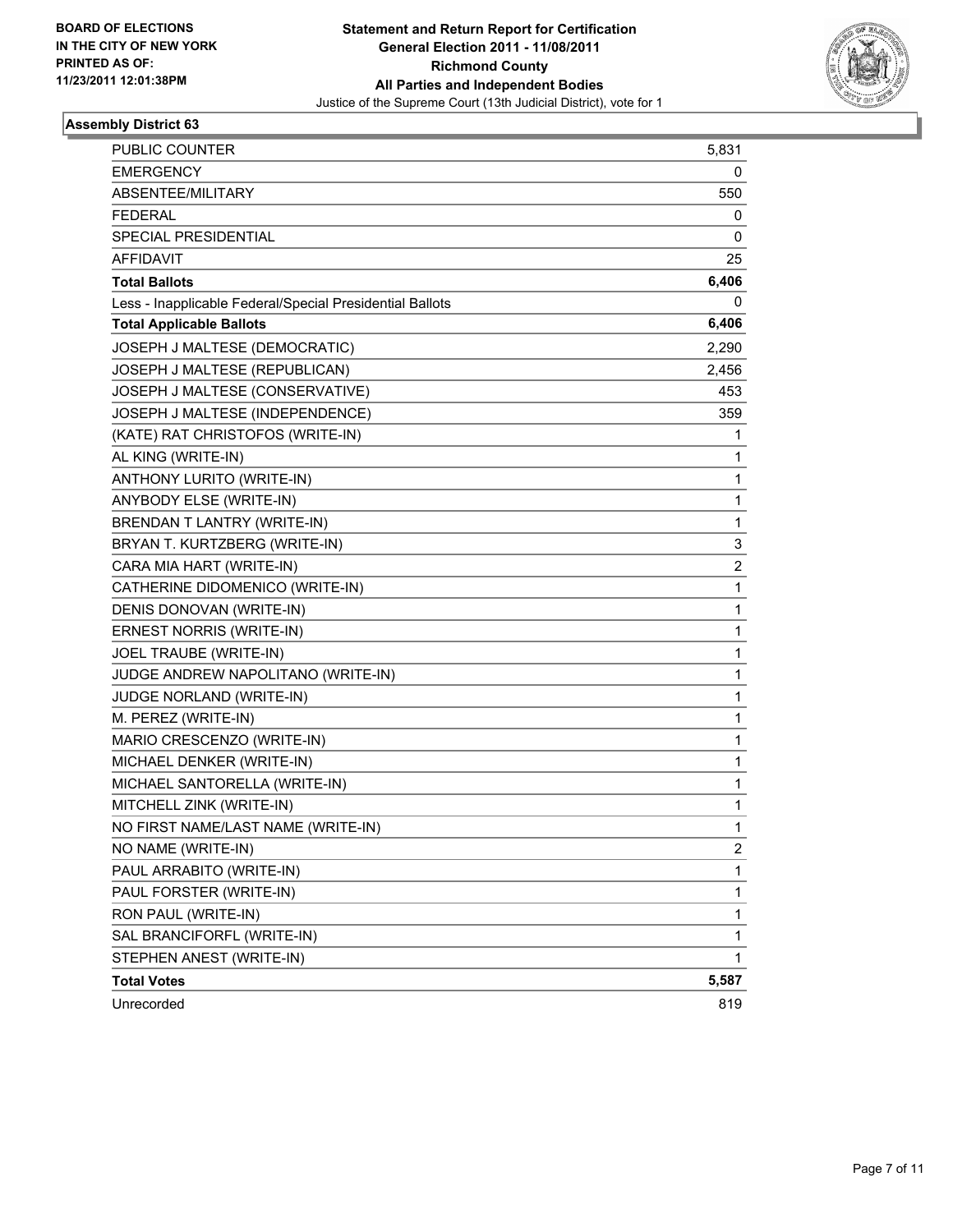**BOARD OF ELECTIONS IN THE CITY OF NEW YORK PRINTED AS OF: 11/23/2011 12:01:38PM**

**Statement and Return Report for Certification General Election 2011 - 11/08/2011 Richmond County All Parties and Independent Bodies**
Justice of the Supreme Court (13th Judicial District), vote for 1

## Assembly District 63

| | |
|---|---|
| PUBLIC COUNTER | 5,831 |
| EMERGENCY | 0 |
| ABSENTEE/MILITARY | 550 |
| FEDERAL | 0 |
| SPECIAL PRESIDENTIAL | 0 |
| AFFIDAVIT | 25 |
| **Total Ballots** | **6,406** |
| Less - Inapplicable Federal/Special Presidential Ballots | 0 |
| **Total Applicable Ballots** | **6,406** |
| JOSEPH J MALTESE (DEMOCRATIC) | 2,290 |
| JOSEPH J MALTESE (REPUBLICAN) | 2,456 |
| JOSEPH J MALTESE (CONSERVATIVE) | 453 |
| JOSEPH J MALTESE (INDEPENDENCE) | 359 |
| (KATE) RAT CHRISTOFOS (WRITE-IN) | 1 |
| AL KING (WRITE-IN) | 1 |
| ANTHONY LURITO (WRITE-IN) | 1 |
| ANYBODY ELSE (WRITE-IN) | 1 |
| BRENDAN T LANTRY (WRITE-IN) | 1 |
| BRYAN T. KURTZBERG (WRITE-IN) | 3 |
| CARA MIA HART (WRITE-IN) | 2 |
| CATHERINE DIDOMENICO (WRITE-IN) | 1 |
| DENIS DONOVAN (WRITE-IN) | 1 |
| ERNEST NORRIS (WRITE-IN) | 1 |
| JOEL TRAUBE (WRITE-IN) | 1 |
| JUDGE ANDREW NAPOLITANO (WRITE-IN) | 1 |
| JUDGE NORLAND (WRITE-IN) | 1 |
| M. PEREZ (WRITE-IN) | 1 |
| MARIO CRESCENZO (WRITE-IN) | 1 |
| MICHAEL DENKER (WRITE-IN) | 1 |
| MICHAEL SANTORELLA (WRITE-IN) | 1 |
| MITCHELL ZINK (WRITE-IN) | 1 |
| NO FIRST NAME/LAST NAME (WRITE-IN) | 1 |
| NO NAME (WRITE-IN) | 2 |
| PAUL ARRABITO (WRITE-IN) | 1 |
| PAUL FORSTER (WRITE-IN) | 1 |
| RON PAUL (WRITE-IN) | 1 |
| SAL BRANCIFORFL (WRITE-IN) | 1 |
| STEPHEN ANEST (WRITE-IN) | 1 |
| **Total Votes** | **5,587** |
| Unrecorded | 819 |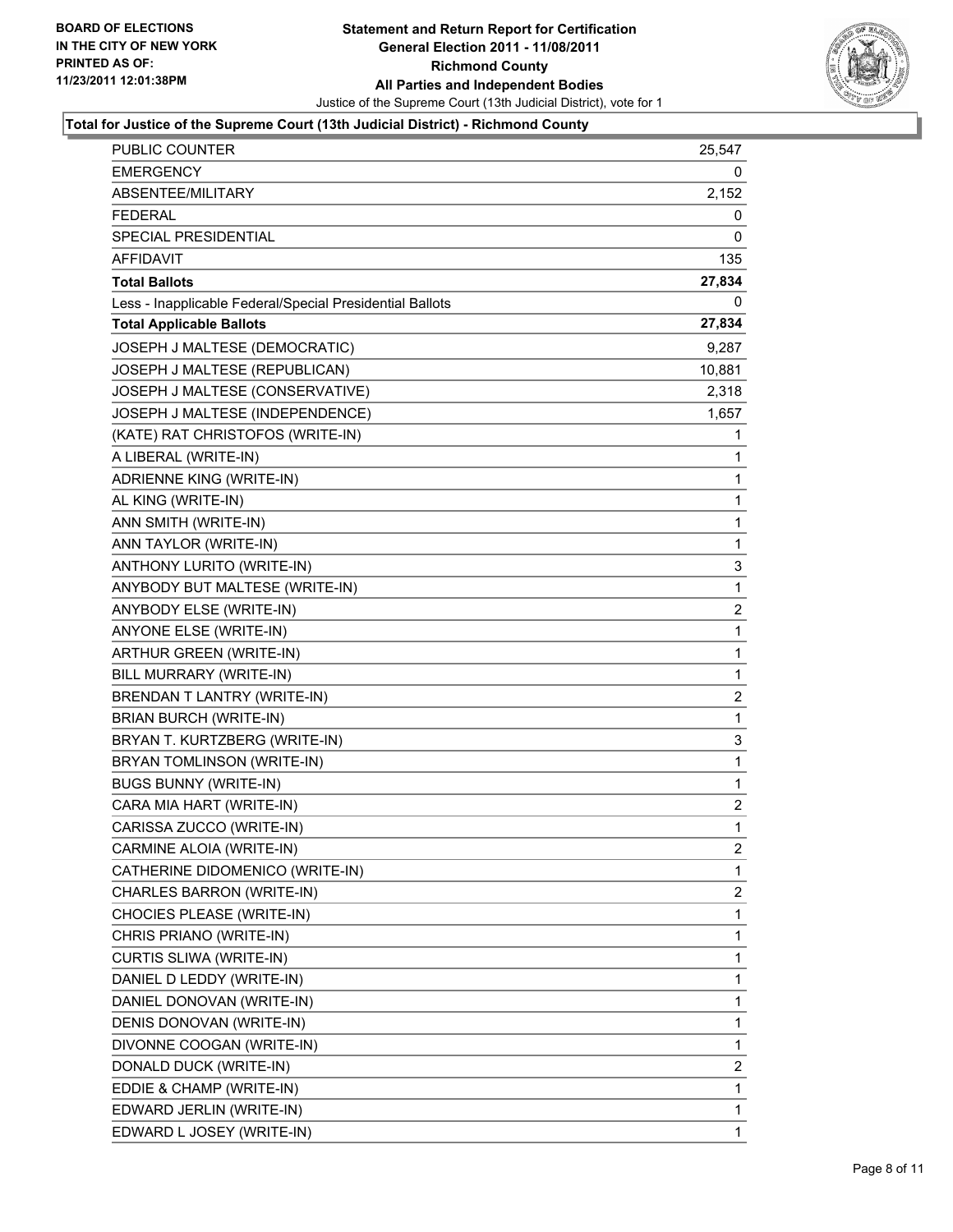BOARD OF ELECTIONS
IN THE CITY OF NEW YORK
PRINTED AS OF:
11/23/2011 12:01:38PM

**Statement and Return Report for Certification**
**General Election 2011 - 11/08/2011**
**Richmond County**
**All Parties and Independent Bodies**
Justice of the Supreme Court (13th Judicial District), vote for 1

### Total for Justice of the Supreme Court (13th Judicial District) - Richmond County

| | |
|---|---|
| PUBLIC COUNTER | 25,547 |
| EMERGENCY | 0 |
| ABSENTEE/MILITARY | 2,152 |
| FEDERAL | 0 |
| SPECIAL PRESIDENTIAL | 0 |
| AFFIDAVIT | 135 |
| **Total Ballots** | **27,834** |
| Less - Inapplicable Federal/Special Presidential Ballots | 0 |
| **Total Applicable Ballots** | **27,834** |
| JOSEPH J MALTESE (DEMOCRATIC) | 9,287 |
| JOSEPH J MALTESE (REPUBLICAN) | 10,881 |
| JOSEPH J MALTESE (CONSERVATIVE) | 2,318 |
| JOSEPH J MALTESE (INDEPENDENCE) | 1,657 |
| (KATE) RAT CHRISTOFOS (WRITE-IN) | 1 |
| A LIBERAL (WRITE-IN) | 1 |
| ADRIENNE KING (WRITE-IN) | 1 |
| AL KING (WRITE-IN) | 1 |
| ANN SMITH (WRITE-IN) | 1 |
| ANN TAYLOR (WRITE-IN) | 1 |
| ANTHONY LURITO (WRITE-IN) | 3 |
| ANYBODY BUT MALTESE (WRITE-IN) | 1 |
| ANYBODY ELSE (WRITE-IN) | 2 |
| ANYONE ELSE (WRITE-IN) | 1 |
| ARTHUR GREEN (WRITE-IN) | 1 |
| BILL MURRARY (WRITE-IN) | 1 |
| BRENDAN T LANTRY (WRITE-IN) | 2 |
| BRIAN BURCH (WRITE-IN) | 1 |
| BRYAN T. KURTZBERG (WRITE-IN) | 3 |
| BRYAN TOMLINSON (WRITE-IN) | 1 |
| BUGS BUNNY (WRITE-IN) | 1 |
| CARA MIA HART (WRITE-IN) | 2 |
| CARISSA ZUCCO (WRITE-IN) | 1 |
| CARMINE ALOIA (WRITE-IN) | 2 |
| CATHERINE DIDOMENICO (WRITE-IN) | 1 |
| CHARLES BARRON (WRITE-IN) | 2 |
| CHOCIES PLEASE (WRITE-IN) | 1 |
| CHRIS PRIANO (WRITE-IN) | 1 |
| CURTIS SLIWA (WRITE-IN) | 1 |
| DANIEL D LEDDY (WRITE-IN) | 1 |
| DANIEL DONOVAN (WRITE-IN) | 1 |
| DENIS DONOVAN (WRITE-IN) | 1 |
| DIVONNE COOGAN (WRITE-IN) | 1 |
| DONALD DUCK (WRITE-IN) | 2 |
| EDDIE & CHAMP (WRITE-IN) | 1 |
| EDWARD JERLIN (WRITE-IN) | 1 |
| EDWARD L JOSEY (WRITE-IN) | 1 |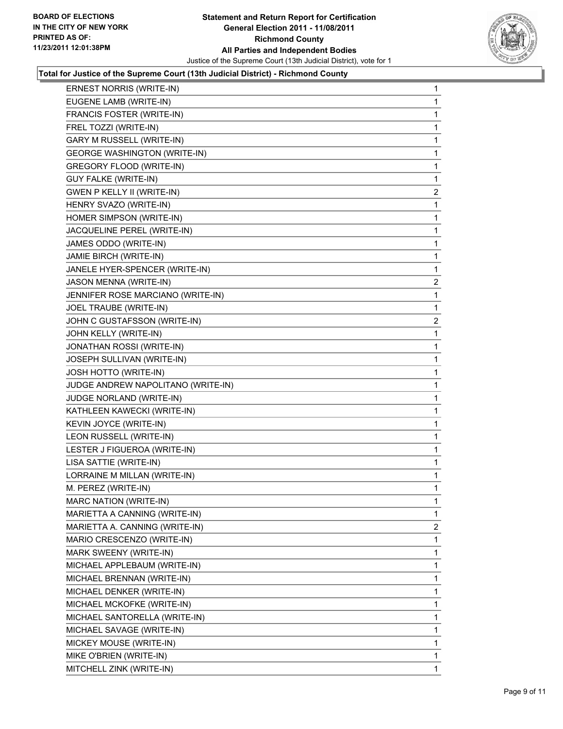**BOARD OF ELECTIONS IN THE CITY OF NEW YORK PRINTED AS OF: 11/23/2011 12:01:38PM**

**Statement and Return Report for Certification General Election 2011 - 11/08/2011 Richmond County All Parties and Independent Bodies**

Justice of the Supreme Court (13th Judicial District), vote for 1

**Total for Justice of the Supreme Court (13th Judicial District) - Richmond County**

| | |
|---|---|
| ERNEST NORRIS (WRITE-IN) | 1 |
| EUGENE LAMB (WRITE-IN) | 1 |
| FRANCIS FOSTER (WRITE-IN) | 1 |
| FREL TOZZI (WRITE-IN) | 1 |
| GARY M RUSSELL (WRITE-IN) | 1 |
| GEORGE WASHINGTON (WRITE-IN) | 1 |
| GREGORY FLOOD (WRITE-IN) | 1 |
| GUY FALKE (WRITE-IN) | 1 |
| GWEN P KELLY II (WRITE-IN) | 2 |
| HENRY SVAZO (WRITE-IN) | 1 |
| HOMER SIMPSON (WRITE-IN) | 1 |
| JACQUELINE PEREL (WRITE-IN) | 1 |
| JAMES ODDO (WRITE-IN) | 1 |
| JAMIE BIRCH (WRITE-IN) | 1 |
| JANELE HYER-SPENCER (WRITE-IN) | 1 |
| JASON MENNA (WRITE-IN) | 2 |
| JENNIFER ROSE MARCIANO (WRITE-IN) | 1 |
| JOEL TRAUBE (WRITE-IN) | 1 |
| JOHN C GUSTAFSSON (WRITE-IN) | 2 |
| JOHN KELLY (WRITE-IN) | 1 |
| JONATHAN ROSSI (WRITE-IN) | 1 |
| JOSEPH SULLIVAN (WRITE-IN) | 1 |
| JOSH HOTTO (WRITE-IN) | 1 |
| JUDGE ANDREW NAPOLITANO (WRITE-IN) | 1 |
| JUDGE NORLAND (WRITE-IN) | 1 |
| KATHLEEN KAWECKI (WRITE-IN) | 1 |
| KEVIN JOYCE (WRITE-IN) | 1 |
| LEON RUSSELL (WRITE-IN) | 1 |
| LESTER J FIGUEROA (WRITE-IN) | 1 |
| LISA SATTIE (WRITE-IN) | 1 |
| LORRAINE M MILLAN (WRITE-IN) | 1 |
| M. PEREZ (WRITE-IN) | 1 |
| MARC NATION (WRITE-IN) | 1 |
| MARIETTA A CANNING (WRITE-IN) | 1 |
| MARIETTA A. CANNING (WRITE-IN) | 2 |
| MARIO CRESCENZO (WRITE-IN) | 1 |
| MARK SWEENY (WRITE-IN) | 1 |
| MICHAEL APPLEBAUM (WRITE-IN) | 1 |
| MICHAEL BRENNAN (WRITE-IN) | 1 |
| MICHAEL DENKER (WRITE-IN) | 1 |
| MICHAEL MCKOFKE (WRITE-IN) | 1 |
| MICHAEL SANTORELLA (WRITE-IN) | 1 |
| MICHAEL SAVAGE (WRITE-IN) | 1 |
| MICKEY MOUSE (WRITE-IN) | 1 |
| MIKE O'BRIEN (WRITE-IN) | 1 |
| MITCHELL ZINK (WRITE-IN) | 1 |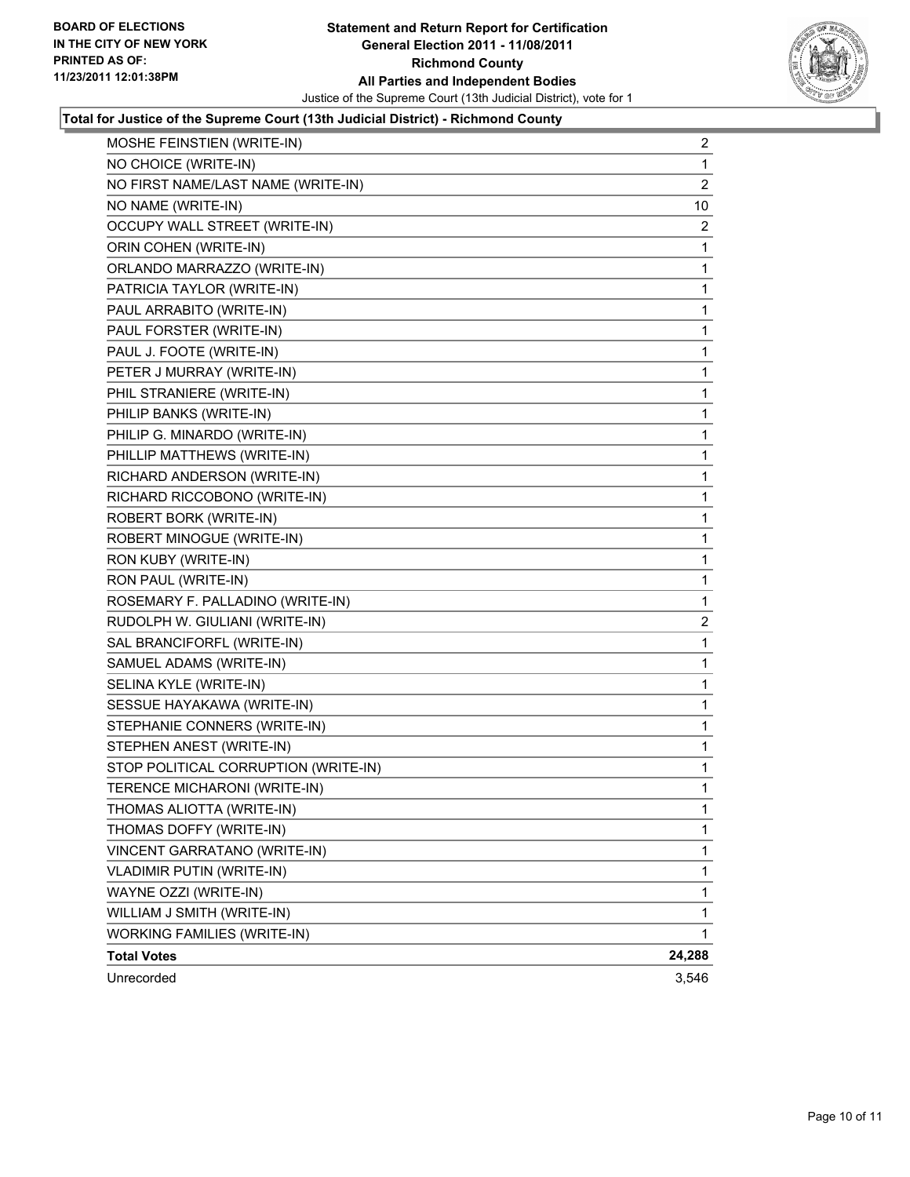**BOARD OF ELECTIONS IN THE CITY OF NEW YORK PRINTED AS OF: 11/23/2011 12:01:38PM**

**Statement and Return Report for Certification General Election 2011 - 11/08/2011 Richmond County All Parties and Independent Bodies**

Justice of the Supreme Court (13th Judicial District), vote for 1

**Total for Justice of the Supreme Court (13th Judicial District) - Richmond County**

| | |
|---|---|
| MOSHE FEINSTIEN (WRITE-IN) | 2 |
| NO CHOICE (WRITE-IN) | 1 |
| NO FIRST NAME/LAST NAME (WRITE-IN) | 2 |
| NO NAME (WRITE-IN) | 10 |
| OCCUPY WALL STREET (WRITE-IN) | 2 |
| ORIN COHEN (WRITE-IN) | 1 |
| ORLANDO MARRAZZO (WRITE-IN) | 1 |
| PATRICIA TAYLOR (WRITE-IN) | 1 |
| PAUL ARRABITO (WRITE-IN) | 1 |
| PAUL FORSTER (WRITE-IN) | 1 |
| PAUL J. FOOTE (WRITE-IN) | 1 |
| PETER J MURRAY (WRITE-IN) | 1 |
| PHIL STRANIERE (WRITE-IN) | 1 |
| PHILIP BANKS (WRITE-IN) | 1 |
| PHILIP G. MINARDO (WRITE-IN) | 1 |
| PHILLIP MATTHEWS (WRITE-IN) | 1 |
| RICHARD ANDERSON (WRITE-IN) | 1 |
| RICHARD RICCOBONO (WRITE-IN) | 1 |
| ROBERT BORK (WRITE-IN) | 1 |
| ROBERT MINOGUE (WRITE-IN) | 1 |
| RON KUBY (WRITE-IN) | 1 |
| RON PAUL (WRITE-IN) | 1 |
| ROSEMARY F. PALLADINO (WRITE-IN) | 1 |
| RUDOLPH W. GIULIANI (WRITE-IN) | 2 |
| SAL BRANCIFORFL (WRITE-IN) | 1 |
| SAMUEL ADAMS (WRITE-IN) | 1 |
| SELINA KYLE (WRITE-IN) | 1 |
| SESSUE HAYAKAWA (WRITE-IN) | 1 |
| STEPHANIE CONNERS (WRITE-IN) | 1 |
| STEPHEN ANEST (WRITE-IN) | 1 |
| STOP POLITICAL CORRUPTION (WRITE-IN) | 1 |
| TERENCE MICHARONI (WRITE-IN) | 1 |
| THOMAS ALIOTTA (WRITE-IN) | 1 |
| THOMAS DOFFY (WRITE-IN) | 1 |
| VINCENT GARRATANO (WRITE-IN) | 1 |
| VLADIMIR PUTIN (WRITE-IN) | 1 |
| WAYNE OZZI (WRITE-IN) | 1 |
| WILLIAM J SMITH (WRITE-IN) | 1 |
| WORKING FAMILIES (WRITE-IN) | 1 |
| **Total Votes** | **24,288** |
| Unrecorded | 3,546 |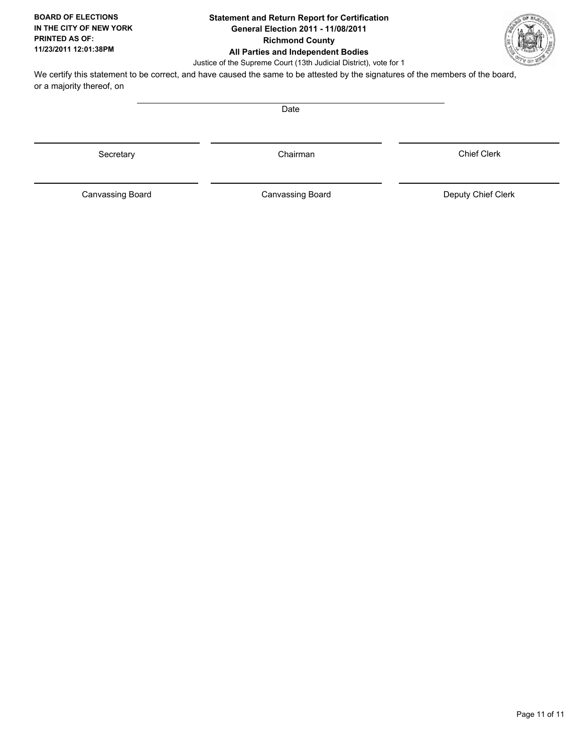**BOARD OF ELECTIONS**
**IN THE CITY OF NEW YORK**
**PRINTED AS OF:**
**11/23/2011 12:01:38PM**

**Statement and Return Report for Certification**
**General Election 2011 - 11/08/2011**
**Richmond County**
**All Parties and Independent Bodies**
Justice of the Supreme Court (13th Judicial District), vote for 1

We certify this statement to be correct, and have caused the same to be attested by the signatures of the members of the board, or a majority thereof, on

Date

| | | |
|---|---|---|
| Secretary | Chairman | Chief Clerk |
| Canvassing Board | Canvassing Board | Deputy Chief Clerk |